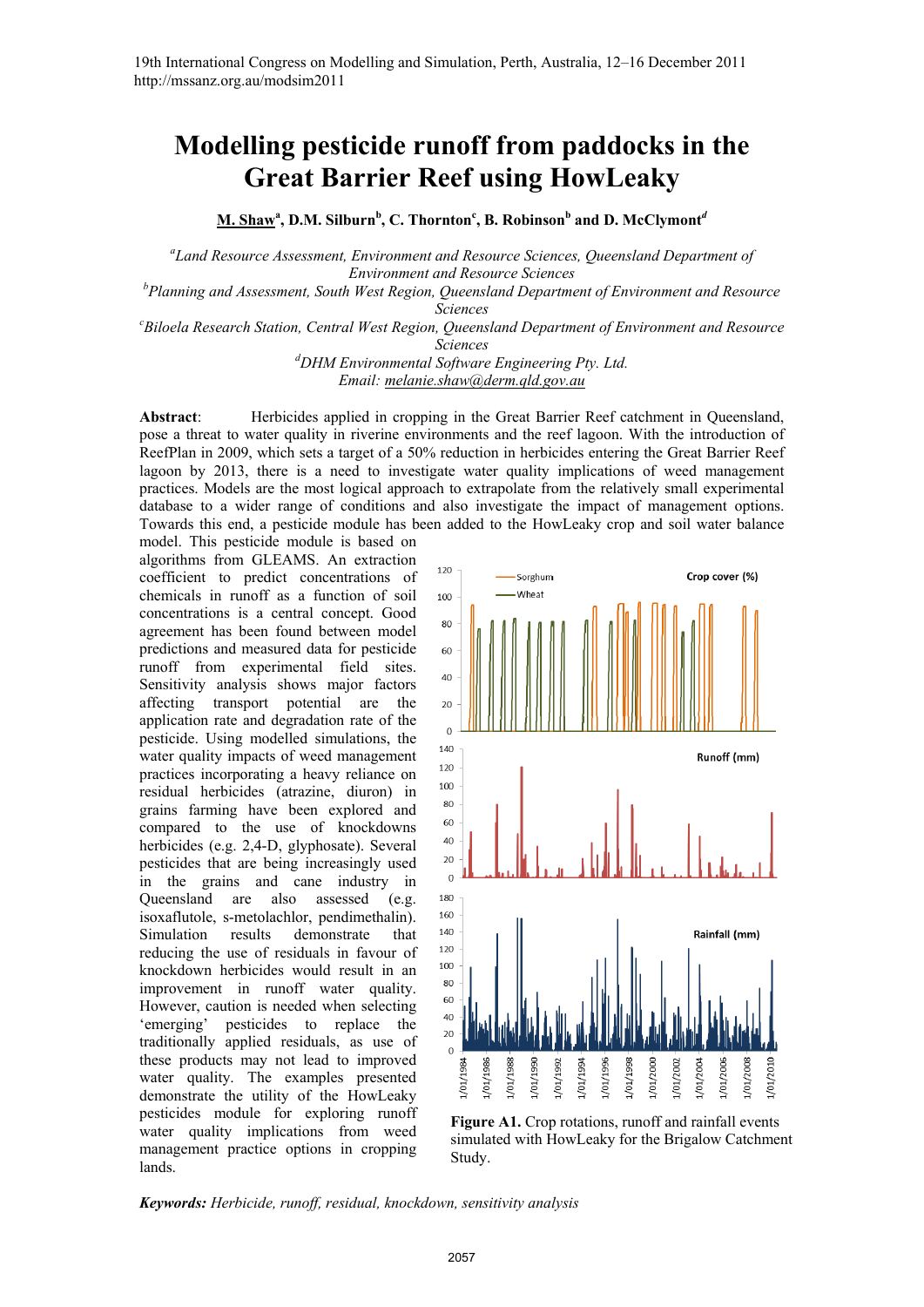# Modelling pesticide runoff from paddocks in the Great Barrier Reef using HowLeaky

**M. Shaw[a], D.M. Silburn[b], C. Thornton[c], B. Robinson[b] and D. McClymont[d]**

*[a]Land Resource Assessment, Environment and Resource Sciences, Queensland Department of Environment and Resource Sciences*
*[b]Planning and Assessment, South West Region, Queensland Department of Environment and Resource Sciences*
*[c]Biloela Research Station, Central West Region, Queensland Department of Environment and Resource Sciences*
*[d]DHM Environmental Software Engineering Pty. Ltd.*
*Email: melanie.shaw@derm.qld.gov.au*

**Abstract**: Herbicides applied in cropping in the Great Barrier Reef catchment in Queensland, pose a threat to water quality in riverine environments and the reef lagoon. With the introduction of ReefPlan in 2009, which sets a target of a 50% reduction in herbicides entering the Great Barrier Reef lagoon by 2013, there is a need to investigate water quality implications of weed management practices. Models are the most logical approach to extrapolate from the relatively small experimental database to a wider range of conditions and also investigate the impact of management options. Towards this end, a pesticide module has been added to the HowLeaky crop and soil water balance model. This pesticide module is based on algorithms from GLEAMS. An extraction coefficient to predict concentrations of chemicals in runoff as a function of soil concentrations is a central concept. Good agreement has been found between model predictions and measured data for pesticide runoff from experimental field sites. Sensitivity analysis shows major factors affecting transport potential are the application rate and degradation rate of the pesticide. Using modelled simulations, the water quality impacts of weed management practices incorporating a heavy reliance on residual herbicides (atrazine, diuron) in grains farming have been explored and compared to the use of knockdowns herbicides (e.g. 2,4-D, glyphosate). Several pesticides that are being increasingly used in the grains and cane industry in Queensland are also assessed (e.g. isoxaflutole, s-metolachlor, pendimethalin). Simulation results demonstrate that reducing the use of residuals in favour of knockdown herbicides would result in an improvement in runoff water quality. However, caution is needed when selecting 'emerging' pesticides to replace the traditionally applied residuals, as use of these products may not lead to improved water quality. The examples presented demonstrate the utility of the HowLeaky pesticides module for exploring runoff water quality implications from weed management practice options in cropping lands.

**Figure A1.** Crop rotations, runoff and rainfall events simulated with HowLeaky for the Brigalow Catchment Study.

***Keywords:*** *Herbicide, runoff, residual, knockdown, sensitivity analysis*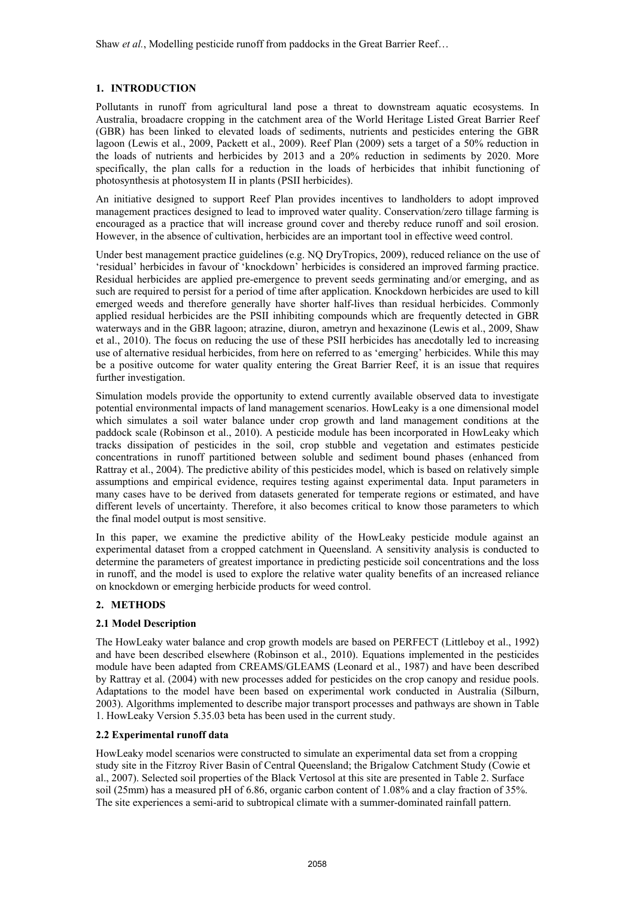## 1. INTRODUCTION

Pollutants in runoff from agricultural land pose a threat to downstream aquatic ecosystems. In Australia, broadacre cropping in the catchment area of the World Heritage Listed Great Barrier Reef (GBR) has been linked to elevated loads of sediments, nutrients and pesticides entering the GBR lagoon (Lewis et al., 2009, Packett et al., 2009). Reef Plan (2009) sets a target of a 50% reduction in the loads of nutrients and herbicides by 2013 and a 20% reduction in sediments by 2020. More specifically, the plan calls for a reduction in the loads of herbicides that inhibit functioning of photosynthesis at photosystem II in plants (PSII herbicides).

An initiative designed to support Reef Plan provides incentives to landholders to adopt improved management practices designed to lead to improved water quality. Conservation/zero tillage farming is encouraged as a practice that will increase ground cover and thereby reduce runoff and soil erosion. However, in the absence of cultivation, herbicides are an important tool in effective weed control.

Under best management practice guidelines (e.g. NQ DryTropics, 2009), reduced reliance on the use of 'residual' herbicides in favour of 'knockdown' herbicides is considered an improved farming practice. Residual herbicides are applied pre-emergence to prevent seeds germinating and/or emerging, and as such are required to persist for a period of time after application. Knockdown herbicides are used to kill emerged weeds and therefore generally have shorter half-lives than residual herbicides. Commonly applied residual herbicides are the PSII inhibiting compounds which are frequently detected in GBR waterways and in the GBR lagoon; atrazine, diuron, ametryn and hexazinone (Lewis et al., 2009, Shaw et al., 2010). The focus on reducing the use of these PSII herbicides has anecdotally led to increasing use of alternative residual herbicides, from here on referred to as 'emerging' herbicides. While this may be a positive outcome for water quality entering the Great Barrier Reef, it is an issue that requires further investigation.

Simulation models provide the opportunity to extend currently available observed data to investigate potential environmental impacts of land management scenarios. HowLeaky is a one dimensional model which simulates a soil water balance under crop growth and land management conditions at the paddock scale (Robinson et al., 2010). A pesticide module has been incorporated in HowLeaky which tracks dissipation of pesticides in the soil, crop stubble and vegetation and estimates pesticide concentrations in runoff partitioned between soluble and sediment bound phases (enhanced from Rattray et al., 2004). The predictive ability of this pesticides model, which is based on relatively simple assumptions and empirical evidence, requires testing against experimental data. Input parameters in many cases have to be derived from datasets generated for temperate regions or estimated, and have different levels of uncertainty. Therefore, it also becomes critical to know those parameters to which the final model output is most sensitive.

In this paper, we examine the predictive ability of the HowLeaky pesticide module against an experimental dataset from a cropped catchment in Queensland. A sensitivity analysis is conducted to determine the parameters of greatest importance in predicting pesticide soil concentrations and the loss in runoff, and the model is used to explore the relative water quality benefits of an increased reliance on knockdown or emerging herbicide products for weed control.

## 2. METHODS

### 2.1 Model Description

The HowLeaky water balance and crop growth models are based on PERFECT (Littleboy et al., 1992) and have been described elsewhere (Robinson et al., 2010). Equations implemented in the pesticides module have been adapted from CREAMS/GLEAMS (Leonard et al., 1987) and have been described by Rattray et al. (2004) with new processes added for pesticides on the crop canopy and residue pools. Adaptations to the model have been based on experimental work conducted in Australia (Silburn, 2003). Algorithms implemented to describe major transport processes and pathways are shown in Table 1. HowLeaky Version 5.35.03 beta has been used in the current study.

### 2.2 Experimental runoff data

HowLeaky model scenarios were constructed to simulate an experimental data set from a cropping study site in the Fitzroy River Basin of Central Queensland; the Brigalow Catchment Study (Cowie et al., 2007). Selected soil properties of the Black Vertosol at this site are presented in Table 2. Surface soil (25mm) has a measured pH of 6.86, organic carbon content of 1.08% and a clay fraction of 35%. The site experiences a semi-arid to subtropical climate with a summer-dominated rainfall pattern.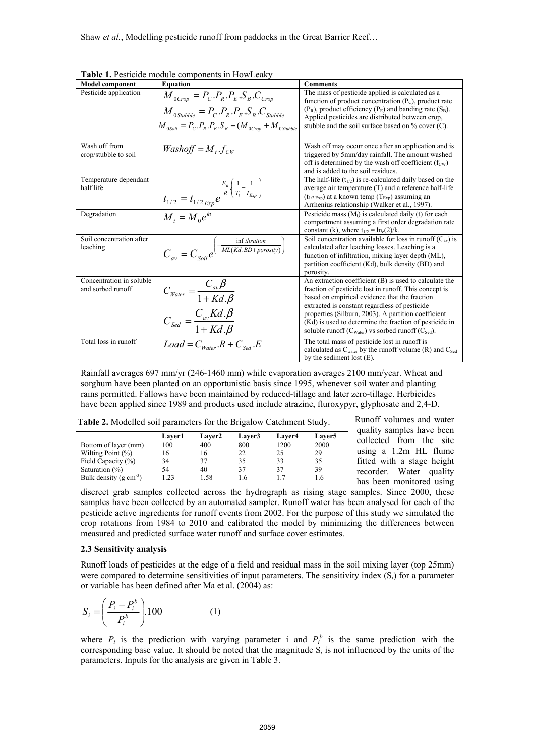**Table 1.** Pesticide module components in HowLeaky

| Model component | Equation | Comments |
|---|---|---|
| Pesticide application | $M_{0Crop} = P_C.P_R.P_E.S_B.C_{Crop}$ <br> $M_{0Stubble} = P_C.P_R.P_E.S_B.C_{Stubble}$ <br> $M_{0Soil} = P_C.P_R.P_E.S_B - (M_{0Crop} + M_{0Stubble})$ | The mass of pesticide applied is calculated as a function of product concentration ($P_C$), product rate ($P_R$), product efficiency ($P_E$) and banding rate ($S_B$). Applied pesticides are distributed between crop, stubble and the soil surface based on % cover (C). |
| Wash off from crop/stubble to soil | $Washoff = M_t.f_{CW}$ | Wash off may occur once after an application and is triggered by 5mm/day rainfall. The amount washed off is determined by the wash off coefficient ($f_{CW}$) and is added to the soil residues. |
| Temperature dependant half life | $t_{1/2} = t_{1/2\,Exp} e^{\frac{E_a}{R}\left(\frac{1}{T_t} - \frac{1}{T_{Exp}}\right)}$ | The half-life ($t_{1/2}$) is re-calculated daily based on the average air temperature (T) and a reference half-life ($t_{1/2\,Exp}$) at a known temp ($T_{Exp}$) assuming an Arrhenius relationship (Walker et al., 1997). |
| Degradation | $M_t = M_0 e^{kt}$ | Pesticide mass ($M_t$) is calculated daily (t) for each compartment assuming a first order degradation rate constant (k), where $t_{1/2} = \ln_e(2)/k$. |
| Soil concentration after leaching | $C_{av} = C_{Soil} e^{\left(-\frac{\inf iltration}{ML(Kd.BD + porosity)}\right)}$ | Soil concentration available for loss in runoff ($C_{av}$) is calculated after leaching losses. Leaching is a function of infiltration, mixing layer depth (ML), partition coefficient (Kd), bulk density (BD) and porosity. |
| Concentration in soluble and sorbed runoff | $C_{Water} = \frac{C_{av}\beta}{1 + Kd.\beta}$ <br> $C_{Sed} = \frac{C_{av}Kd.\beta}{1 + Kd.\beta}$ | An extraction coefficient (B) is used to calculate the fraction of pesticide lost in runoff. This concept is based on empirical evidence that the fraction extracted is constant regardless of pesticide properties (Silburn, 2003). A partition coefficient (Kd) is used to determine the fraction of pesticide in soluble runoff ($C_{Water}$) vs sorbed runoff ($C_{Sed}$). |
| Total loss in runoff | $Load = C_{Water}.R + C_{Sed}.E$ | The total mass of pesticide lost in runoff is calculated as $C_{water}$ by the runoff volume (R) and $C_{Sed}$ by the sediment lost (E). |

Rainfall averages 697 mm/yr (246-1460 mm) while evaporation averages 2100 mm/year. Wheat and sorghum have been planted on an opportunistic basis since 1995, whenever soil water and planting rains permitted. Fallows have been maintained by reduced-tillage and later zero-tillage. Herbicides have been applied since 1989 and products used include atrazine, fluroxypyr, glyphosate and 2,4-D.

**Table 2.** Modelled soil parameters for the Brigalow Catchment Study.

| | Layer1 | Layer2 | Layer3 | Layer4 | Layer5 |
|---|---|---|---|---|---|
| Bottom of layer (mm) | 100 | 400 | 800 | 1200 | 2000 |
| Wilting Point (%) | 16 | 16 | 22 | 25 | 29 |
| Field Capacity (%) | 34 | 37 | 35 | 33 | 35 |
| Saturation (%) | 54 | 40 | 37 | 37 | 39 |
| Bulk density (g cm$^{-3}$) | 1.23 | 1.58 | 1.6 | 1.7 | 1.6 |

Runoff volumes and water quality samples have been collected from the site using a 1.2m HL flume fitted with a stage height recorder. Water quality has been monitored using discreet grab samples collected across the hydrograph as rising stage samples. Since 2000, these samples have been collected by an automated sampler. Runoff water has been analysed for each of the pesticide active ingredients for runoff events from 2002. For the purpose of this study we simulated the crop rotations from 1984 to 2010 and calibrated the model by minimizing the differences between measured and predicted surface water runoff and surface cover estimates.

### 2.3 Sensitivity analysis

Runoff loads of pesticides at the edge of a field and residual mass in the soil mixing layer (top 25mm) were compared to determine sensitivities of input parameters. The sensitivity index ($S_i$) for a parameter or variable has been defined after Ma et al. (2004) as:

$$S_i = \left(\frac{P_i - P_i^b}{P_i^b}\right).100 \qquad (1)$$

where $P_i$ is the prediction with varying parameter i and $P_i^b$ is the same prediction with the corresponding base value. It should be noted that the magnitude $S_i$ is not influenced by the units of the parameters. Inputs for the analysis are given in Table 3.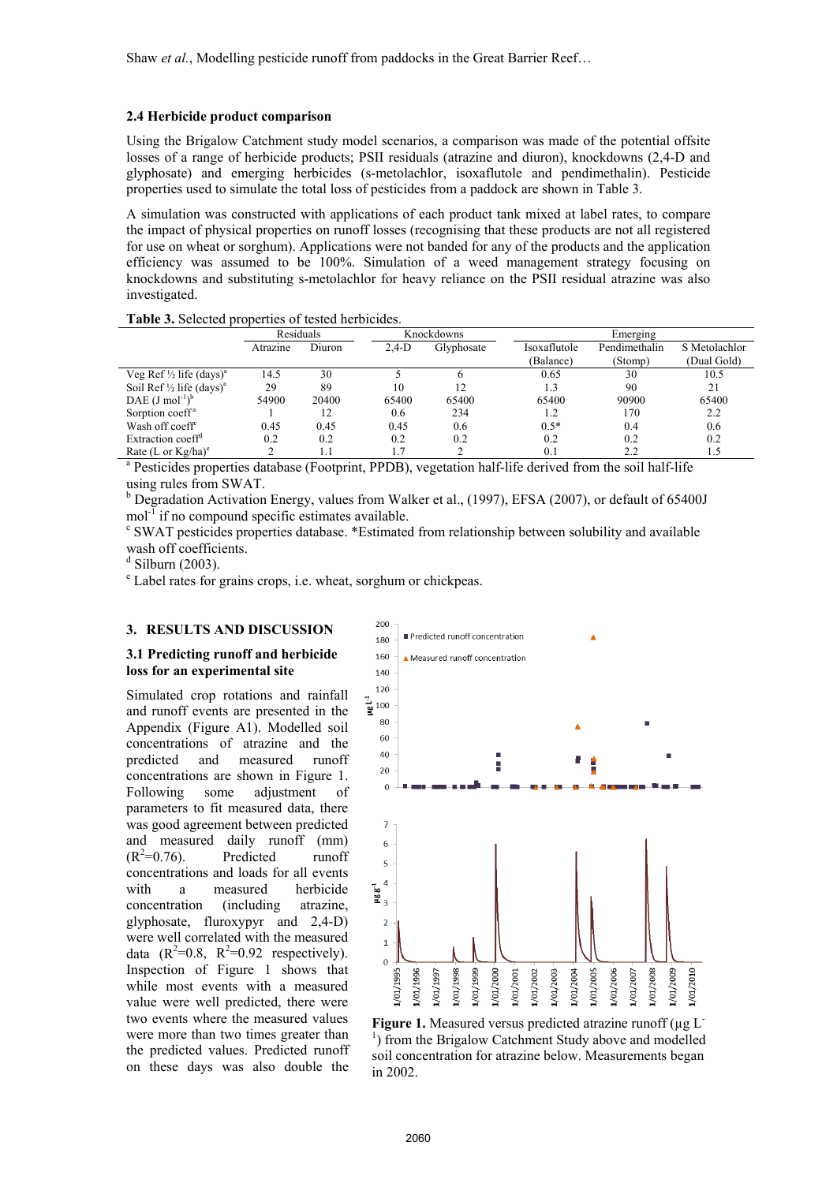### 2.4 Herbicide product comparison

Using the Brigalow Catchment study model scenarios, a comparison was made of the potential offsite losses of a range of herbicide products; PSII residuals (atrazine and diuron), knockdowns (2,4-D and glyphosate) and emerging herbicides (s-metolachlor, isoxaflutole and pendimethalin). Pesticide properties used to simulate the total loss of pesticides from a paddock are shown in Table 3.

A simulation was constructed with applications of each product tank mixed at label rates, to compare the impact of physical properties on runoff losses (recognising that these products are not all registered for use on wheat or sorghum). Applications were not banded for any of the products and the application efficiency was assumed to be 100%. Simulation of a weed management strategy focusing on knockdowns and substituting s-metolachlor for heavy reliance on the PSII residual atrazine was also investigated.

**Table 3.** Selected properties of tested herbicides.

| | Residuals | | Knockdowns | | Emerging | | |
|---|---|---|---|---|---|---|---|
| | Atrazine | Diuron | 2,4-D | Glyphosate | Isoxaflutole (Balance) | Pendimethalin (Stomp) | S Metolachlor (Dual Gold) |
| Veg Ref ½ life (days)[a] | 14.5 | 30 | 5 | 6 | 0.65 | 30 | 10.5 |
| Soil Ref ½ life (days)[a] | 29 | 89 | 10 | 12 | 1.3 | 90 | 21 |
| DAE (J $mol^{-1}$)[b] | 54900 | 20400 | 65400 | 65400 | 65400 | 90900 | 65400 |
| Sorption coeff[a] | 1 | 12 | 0.6 | 234 | 1.2 | 170 | 2.2 |
| Wash off coeff[c] | 0.45 | 0.45 | 0.45 | 0.6 | 0.5* | 0.4 | 0.6 |
| Extraction coeff[d] | 0.2 | 0.2 | 0.2 | 0.2 | 0.2 | 0.2 | 0.2 |
| Rate (L or Kg/ha)[e] | 2 | 1.1 | 1.7 | 2 | 0.1 | 2.2 | 1.5 |

[a] Pesticides properties database (Footprint, PPDB), vegetation half-life derived from the soil half-life using rules from SWAT.
[b] Degradation Activation Energy, values from Walker et al., (1997), EFSA (2007), or default of 65400J $mol^{-1}$ if no compound specific estimates available.
[c] SWAT pesticides properties database. *Estimated from relationship between solubility and available wash off coefficients.
[d] Silburn (2003).
[e] Label rates for grains crops, i.e. wheat, sorghum or chickpeas.

## 3. RESULTS AND DISCUSSION

### 3.1 Predicting runoff and herbicide loss for an experimental site

Simulated crop rotations and rainfall and runoff events are presented in the Appendix (Figure A1). Modelled soil concentrations of atrazine and the predicted and measured runoff concentrations are shown in Figure 1. Following some adjustment of parameters to fit measured data, there was good agreement between predicted and measured daily runoff (mm) ($R^2$=0.76). Predicted runoff concentrations and loads for all events with a measured herbicide concentration (including atrazine, glyphosate, fluroxypyr and 2,4-D) were well correlated with the measured data ($R^2$=0.8, $R^2$=0.92 respectively). Inspection of Figure 1 shows that while most events with a measured value were well predicted, there were two events where the measured values were more than two times greater than the predicted values. Predicted runoff on these days was also double the

**Figure 1.** Measured versus predicted atrazine runoff (µg $L^{-1}$) from the Brigalow Catchment Study above and modelled soil concentration for atrazine below. Measurements began in 2002.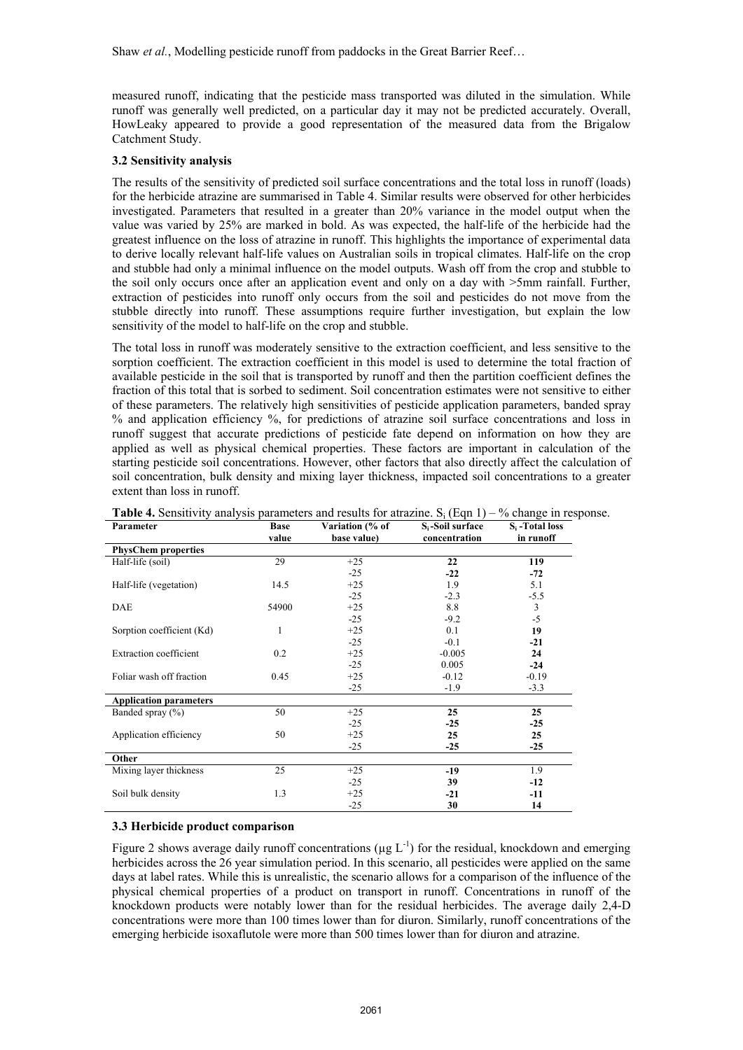measured runoff, indicating that the pesticide mass transported was diluted in the simulation. While runoff was generally well predicted, on a particular day it may not be predicted accurately. Overall, HowLeaky appeared to provide a good representation of the measured data from the Brigalow Catchment Study.

### 3.2 Sensitivity analysis

The results of the sensitivity of predicted soil surface concentrations and the total loss in runoff (loads) for the herbicide atrazine are summarised in Table 4. Similar results were observed for other herbicides investigated. Parameters that resulted in a greater than 20% variance in the model output when the value was varied by 25% are marked in bold. As was expected, the half-life of the herbicide had the greatest influence on the loss of atrazine in runoff. This highlights the importance of experimental data to derive locally relevant half-life values on Australian soils in tropical climates. Half-life on the crop and stubble had only a minimal influence on the model outputs. Wash off from the crop and stubble to the soil only occurs once after an application event and only on a day with >5mm rainfall. Further, extraction of pesticides into runoff only occurs from the soil and pesticides do not move from the stubble directly into runoff. These assumptions require further investigation, but explain the low sensitivity of the model to half-life on the crop and stubble.

The total loss in runoff was moderately sensitive to the extraction coefficient, and less sensitive to the sorption coefficient. The extraction coefficient in this model is used to determine the total fraction of available pesticide in the soil that is transported by runoff and then the partition coefficient defines the fraction of this total that is sorbed to sediment. Soil concentration estimates were not sensitive to either of these parameters. The relatively high sensitivities of pesticide application parameters, banded spray % and application efficiency %, for predictions of atrazine soil surface concentrations and loss in runoff suggest that accurate predictions of pesticide fate depend on information on how they are applied as well as physical chemical properties. These factors are important in calculation of the starting pesticide soil concentrations. However, other factors that also directly affect the calculation of soil concentration, bulk density and mixing layer thickness, impacted soil concentrations to a greater extent than loss in runoff.

**Table 4.** Sensitivity analysis parameters and results for atrazine. $S_i$ (Eqn 1) – % change in response.

| Parameter | Base value | Variation (% of base value) | $S_i$-Soil surface concentration | $S_i$-Total loss in runoff |
|---|---|---|---|---|
| **PhysChem properties** | | | | |
| Half-life (soil) | 29 | +25 | **22** | **119** |
| | | -25 | **-22** | **-72** |
| Half-life (vegetation) | 14.5 | +25 | 1.9 | 5.1 |
| | | -25 | -2.3 | -5.5 |
| DAE | 54900 | +25 | 8.8 | 3 |
| | | -25 | -9.2 | -5 |
| Sorption coefficient (Kd) | 1 | +25 | 0.1 | 19 |
| | | -25 | -0.1 | **-21** |
| Extraction coefficient | 0.2 | +25 | -0.005 | **24** |
| | | -25 | 0.005 | **-24** |
| Foliar wash off fraction | 0.45 | +25 | -0.12 | -0.19 |
| | | -25 | -1.9 | -3.3 |
| **Application parameters** | | | | |
| Banded spray (%) | 50 | +25 | **25** | **25** |
| | | -25 | **-25** | **-25** |
| Application efficiency | 50 | +25 | **25** | **25** |
| | | -25 | **-25** | **-25** |
| **Other** | | | | |
| Mixing layer thickness | 25 | +25 | **-19** | 1.9 |
| | | -25 | **39** | -12 |
| Soil bulk density | 1.3 | +25 | **-21** | -11 |
| | | -25 | **30** | 14 |

### 3.3 Herbicide product comparison

Figure 2 shows average daily runoff concentrations ($\mu g\ L^{-1}$) for the residual, knockdown and emerging herbicides across the 26 year simulation period. In this scenario, all pesticides were applied on the same days at label rates. While this is unrealistic, the scenario allows for a comparison of the influence of the physical chemical properties of a product on transport in runoff. Concentrations in runoff of the knockdown products were notably lower than for the residual herbicides. The average daily 2,4-D concentrations were more than 100 times lower than for diuron. Similarly, runoff concentrations of the emerging herbicide isoxaflutole were more than 500 times lower than for diuron and atrazine.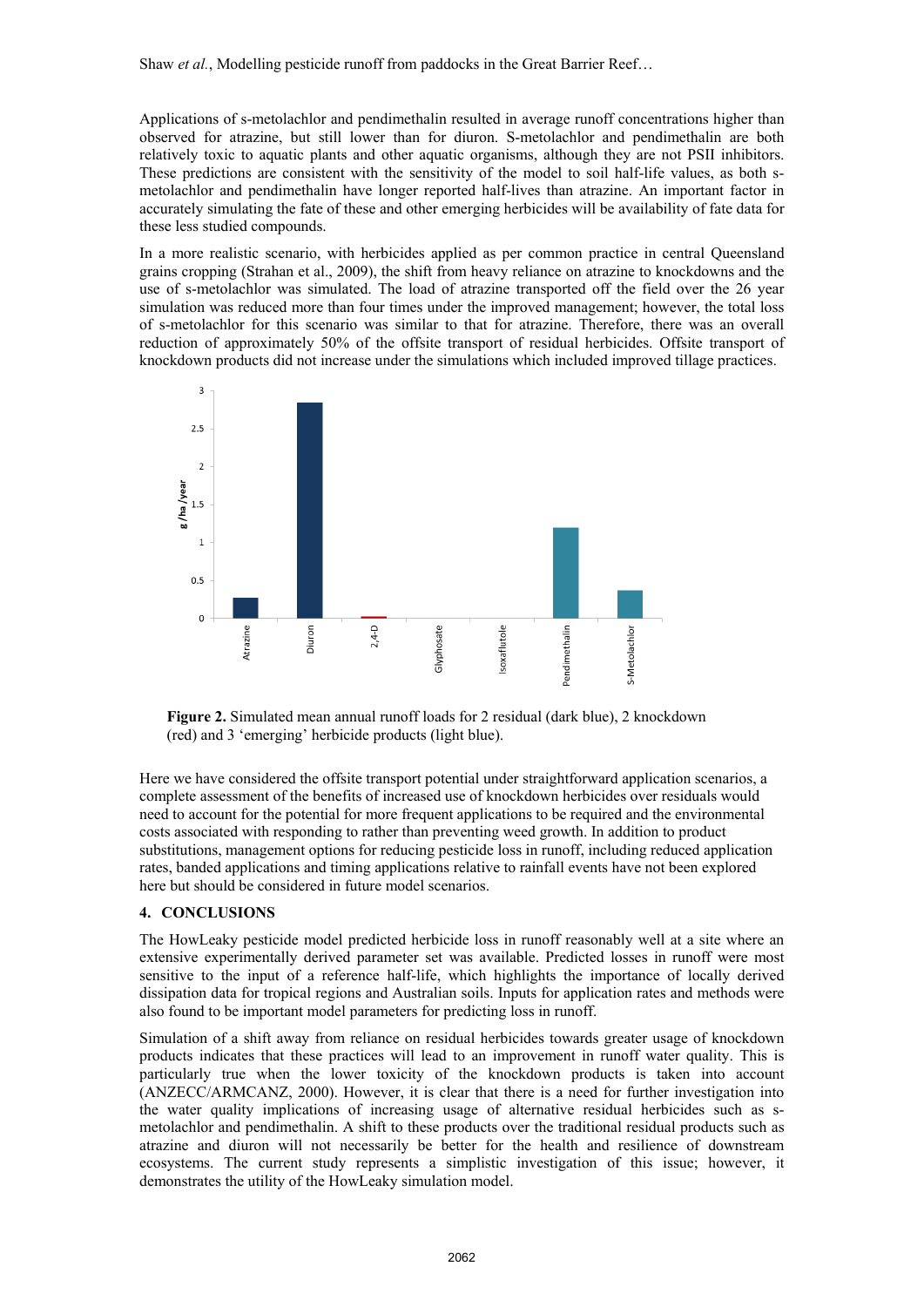Applications of s-metolachlor and pendimethalin resulted in average runoff concentrations higher than observed for atrazine, but still lower than for diuron. S-metolachlor and pendimethalin are both relatively toxic to aquatic plants and other aquatic organisms, although they are not PSII inhibitors. These predictions are consistent with the sensitivity of the model to soil half-life values, as both s-metolachlor and pendimethalin have longer reported half-lives than atrazine. An important factor in accurately simulating the fate of these and other emerging herbicides will be availability of fate data for these less studied compounds.

In a more realistic scenario, with herbicides applied as per common practice in central Queensland grains cropping (Strahan et al., 2009), the shift from heavy reliance on atrazine to knockdowns and the use of s-metolachlor was simulated. The load of atrazine transported off the field over the 26 year simulation was reduced more than four times under the improved management; however, the total loss of s-metolachlor for this scenario was similar to that for atrazine. Therefore, there was an overall reduction of approximately 50% of the offsite transport of residual herbicides. Offsite transport of knockdown products did not increase under the simulations which included improved tillage practices.

**Figure 2.** Simulated mean annual runoff loads for 2 residual (dark blue), 2 knockdown (red) and 3 'emerging' herbicide products (light blue).

Here we have considered the offsite transport potential under straightforward application scenarios, a complete assessment of the benefits of increased use of knockdown herbicides over residuals would need to account for the potential for more frequent applications to be required and the environmental costs associated with responding to rather than preventing weed growth. In addition to product substitutions, management options for reducing pesticide loss in runoff, including reduced application rates, banded applications and timing applications relative to rainfall events have not been explored here but should be considered in future model scenarios.

## 4. CONCLUSIONS

The HowLeaky pesticide model predicted herbicide loss in runoff reasonably well at a site where an extensive experimentally derived parameter set was available. Predicted losses in runoff were most sensitive to the input of a reference half-life, which highlights the importance of locally derived dissipation data for tropical regions and Australian soils. Inputs for application rates and methods were also found to be important model parameters for predicting loss in runoff.

Simulation of a shift away from reliance on residual herbicides towards greater usage of knockdown products indicates that these practices will lead to an improvement in runoff water quality. This is particularly true when the lower toxicity of the knockdown products is taken into account (ANZECC/ARMCANZ, 2000). However, it is clear that there is a need for further investigation into the water quality implications of increasing usage of alternative residual herbicides such as s-metolachlor and pendimethalin. A shift to these products over the traditional residual products such as atrazine and diuron will not necessarily be better for the health and resilience of downstream ecosystems. The current study represents a simplistic investigation of this issue; however, it demonstrates the utility of the HowLeaky simulation model.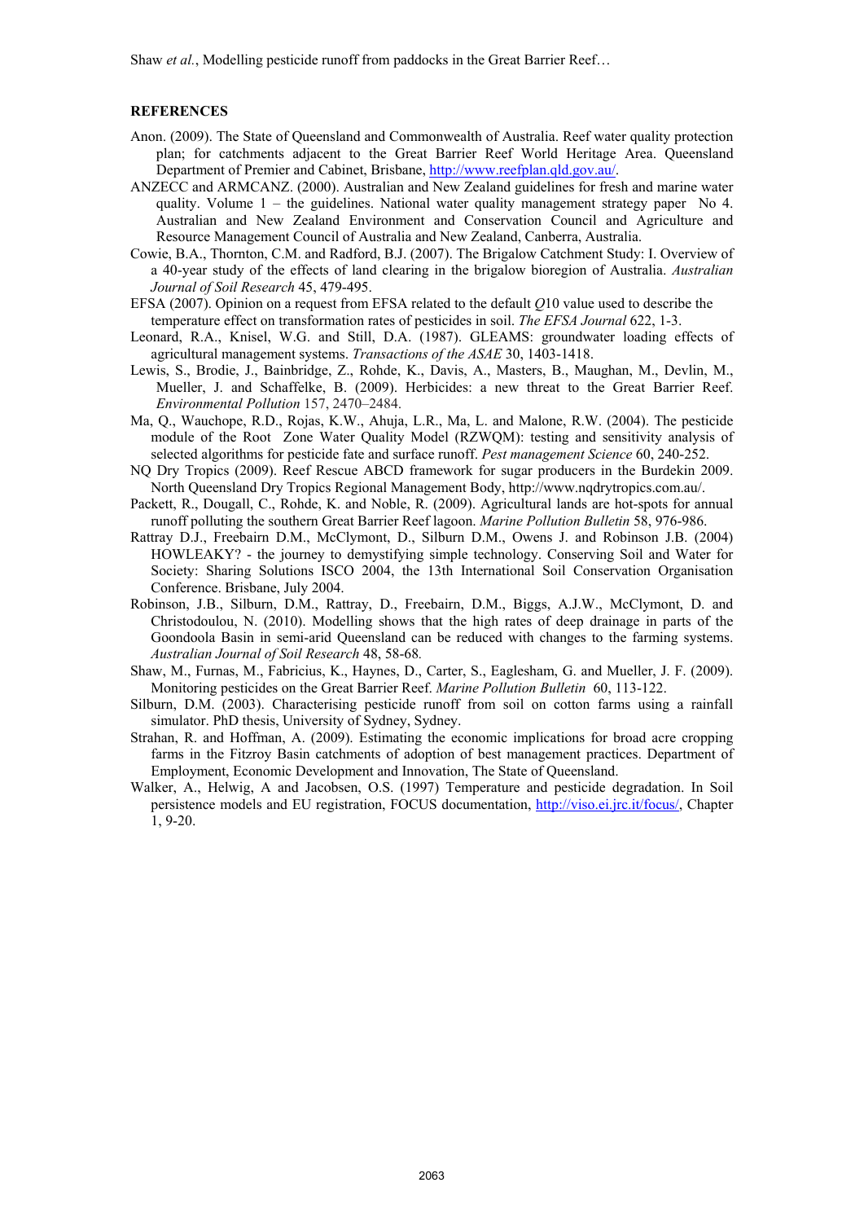## REFERENCES

Anon. (2009). The State of Queensland and Commonwealth of Australia. Reef water quality protection plan; for catchments adjacent to the Great Barrier Reef World Heritage Area. Queensland Department of Premier and Cabinet, Brisbane, http://www.reefplan.qld.gov.au/.

ANZECC and ARMCANZ. (2000). Australian and New Zealand guidelines for fresh and marine water quality. Volume 1 – the guidelines. National water quality management strategy paper No 4. Australian and New Zealand Environment and Conservation Council and Agriculture and Resource Management Council of Australia and New Zealand, Canberra, Australia.

Cowie, B.A., Thornton, C.M. and Radford, B.J. (2007). The Brigalow Catchment Study: I. Overview of a 40-year study of the effects of land clearing in the brigalow bioregion of Australia. *Australian Journal of Soil Research* 45, 479-495.

EFSA (2007). Opinion on a request from EFSA related to the default *Q*10 value used to describe the temperature effect on transformation rates of pesticides in soil. *The EFSA Journal* 622, 1-3.

Leonard, R.A., Knisel, W.G. and Still, D.A. (1987). GLEAMS: groundwater loading effects of agricultural management systems. *Transactions of the ASAE* 30, 1403-1418.

Lewis, S., Brodie, J., Bainbridge, Z., Rohde, K., Davis, A., Masters, B., Maughan, M., Devlin, M., Mueller, J. and Schaffelke, B. (2009). Herbicides: a new threat to the Great Barrier Reef. *Environmental Pollution* 157, 2470–2484.

Ma, Q., Wauchope, R.D., Rojas, K.W., Ahuja, L.R., Ma, L. and Malone, R.W. (2004). The pesticide module of the Root Zone Water Quality Model (RZWQM): testing and sensitivity analysis of selected algorithms for pesticide fate and surface runoff. *Pest management Science* 60, 240-252.

NQ Dry Tropics (2009). Reef Rescue ABCD framework for sugar producers in the Burdekin 2009. North Queensland Dry Tropics Regional Management Body, http://www.nqdrytropics.com.au/.

Packett, R., Dougall, C., Rohde, K. and Noble, R. (2009). Agricultural lands are hot-spots for annual runoff polluting the southern Great Barrier Reef lagoon. *Marine Pollution Bulletin* 58, 976-986.

Rattray D.J., Freebairn D.M., McClymont, D., Silburn D.M., Owens J. and Robinson J.B. (2004) HOWLEAKY? - the journey to demystifying simple technology. Conserving Soil and Water for Society: Sharing Solutions ISCO 2004, the 13th International Soil Conservation Organisation Conference. Brisbane, July 2004.

Robinson, J.B., Silburn, D.M., Rattray, D., Freebairn, D.M., Biggs, A.J.W., McClymont, D. and Christodoulou, N. (2010). Modelling shows that the high rates of deep drainage in parts of the Goondoola Basin in semi-arid Queensland can be reduced with changes to the farming systems. *Australian Journal of Soil Research* 48, 58-68.

Shaw, M., Furnas, M., Fabricius, K., Haynes, D., Carter, S., Eaglesham, G. and Mueller, J. F. (2009). Monitoring pesticides on the Great Barrier Reef. *Marine Pollution Bulletin* 60, 113-122.

Silburn, D.M. (2003). Characterising pesticide runoff from soil on cotton farms using a rainfall simulator. PhD thesis, University of Sydney, Sydney.

Strahan, R. and Hoffman, A. (2009). Estimating the economic implications for broad acre cropping farms in the Fitzroy Basin catchments of adoption of best management practices. Department of Employment, Economic Development and Innovation, The State of Queensland.

Walker, A., Helwig, A and Jacobsen, O.S. (1997) Temperature and pesticide degradation. In Soil persistence models and EU registration, FOCUS documentation, http://viso.ei.jrc.it/focus/, Chapter 1, 9-20.